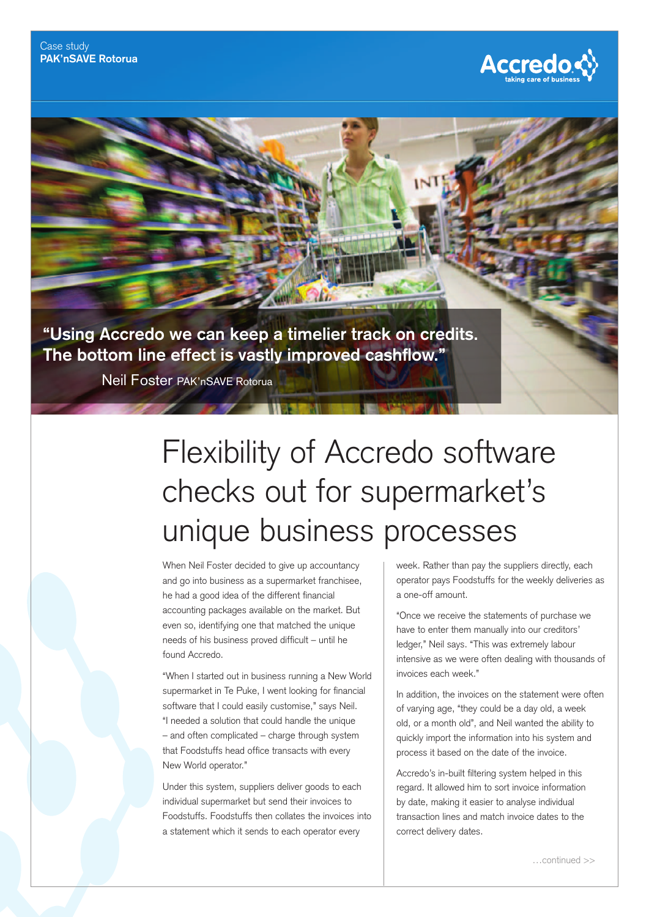Case study
**PAK'nSAVE Rotorua**

Accredo
taking care of business

**"Using Accredo we can keep a timelier track on credits. The bottom line effect is vastly improved cashflow."**

Neil Foster PAK'nSAVE Rotorua

# Flexibility of Accredo software checks out for supermarket's unique business processes

When Neil Foster decided to give up accountancy and go into business as a supermarket franchisee, he had a good idea of the different financial accounting packages available on the market. But even so, identifying one that matched the unique needs of his business proved difficult – until he found Accredo.

"When I started out in business running a New World supermarket in Te Puke, I went looking for financial software that I could easily customise," says Neil. "I needed a solution that could handle the unique – and often complicated – charge through system that Foodstuffs head office transacts with every New World operator."

Under this system, suppliers deliver goods to each individual supermarket but send their invoices to Foodstuffs. Foodstuffs then collates the invoices into a statement which it sends to each operator every week. Rather than pay the suppliers directly, each operator pays Foodstuffs for the weekly deliveries as a one-off amount.

"Once we receive the statements of purchase we have to enter them manually into our creditors' ledger," Neil says. "This was extremely labour intensive as we were often dealing with thousands of invoices each week."

In addition, the invoices on the statement were often of varying age, "they could be a day old, a week old, or a month old", and Neil wanted the ability to quickly import the information into his system and process it based on the date of the invoice.

Accredo's in-built filtering system helped in this regard. It allowed him to sort invoice information by date, making it easier to analyse individual transaction lines and match invoice dates to the correct delivery dates.

…continued >>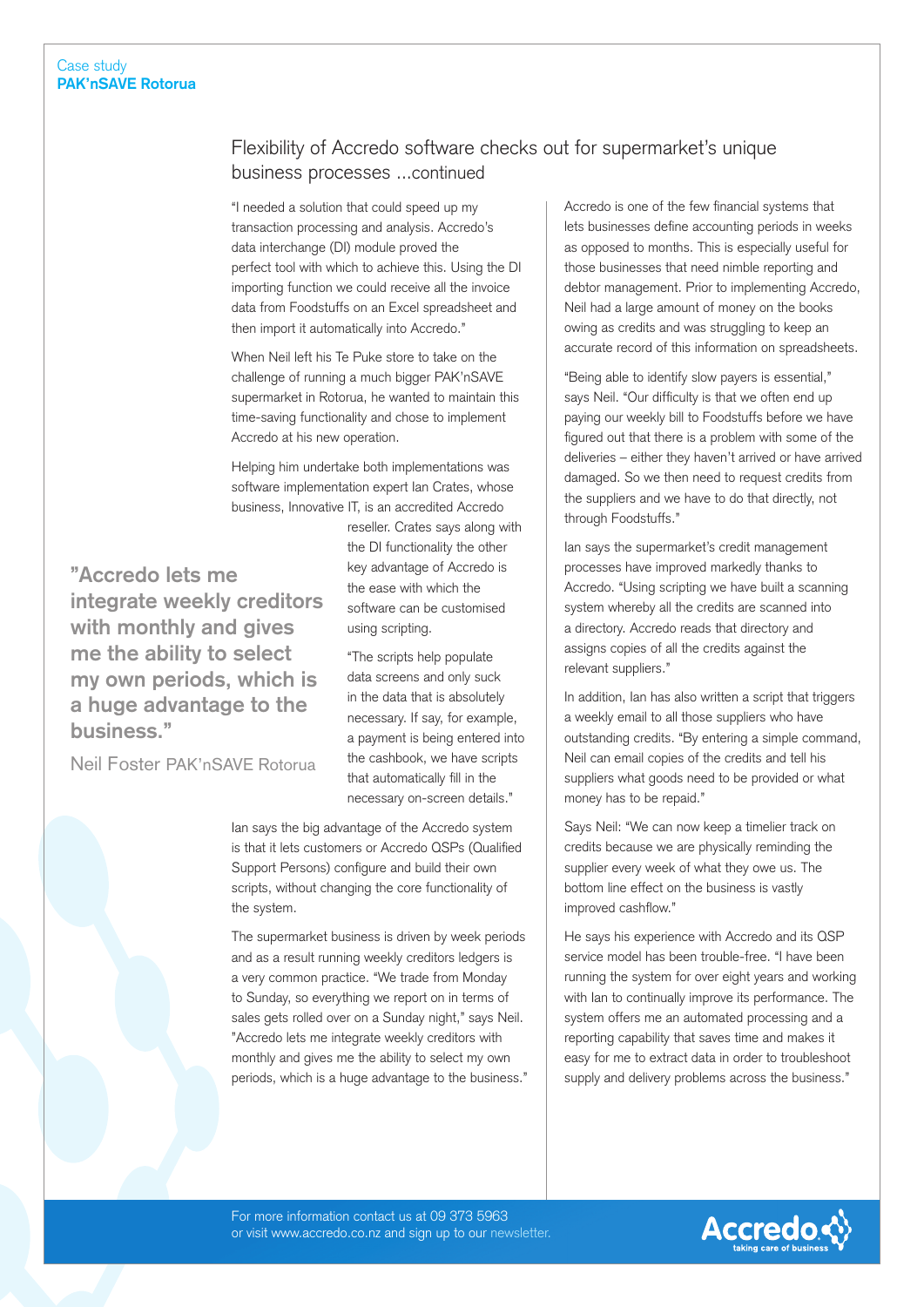Case study
**PAK'nSAVE Rotorua**

## Flexibility of Accredo software checks out for supermarket's unique business processes ...continued

"I needed a solution that could speed up my transaction processing and analysis. Accredo's data interchange (DI) module proved the perfect tool with which to achieve this. Using the DI importing function we could receive all the invoice data from Foodstuffs on an Excel spreadsheet and then import it automatically into Accredo."

When Neil left his Te Puke store to take on the challenge of running a much bigger PAK'nSAVE supermarket in Rotorua, he wanted to maintain this time-saving functionality and chose to implement Accredo at his new operation.

Helping him undertake both implementations was software implementation expert Ian Crates, whose business, Innovative IT, is an accredited Accredo reseller. Crates says along with the DI functionality the other key advantage of Accredo is the ease with which the software can be customised using scripting.

> **"Accredo lets me integrate weekly creditors with monthly and gives me the ability to select my own periods, which is a huge advantage to the business."**
>
> Neil Foster PAK'nSAVE Rotorua

"The scripts help populate data screens and only suck in the data that is absolutely necessary. If say, for example, a payment is being entered into the cashbook, we have scripts that automatically fill in the necessary on-screen details."

Ian says the big advantage of the Accredo system is that it lets customers or Accredo QSPs (Qualified Support Persons) configure and build their own scripts, without changing the core functionality of the system.

The supermarket business is driven by week periods and as a result running weekly creditors ledgers is a very common practice. "We trade from Monday to Sunday, so everything we report on in terms of sales gets rolled over on a Sunday night," says Neil. "Accredo lets me integrate weekly creditors with monthly and gives me the ability to select my own periods, which is a huge advantage to the business."

Accredo is one of the few financial systems that lets businesses define accounting periods in weeks as opposed to months. This is especially useful for those businesses that need nimble reporting and debtor management. Prior to implementing Accredo, Neil had a large amount of money on the books owing as credits and was struggling to keep an accurate record of this information on spreadsheets.

"Being able to identify slow payers is essential," says Neil. "Our difficulty is that we often end up paying our weekly bill to Foodstuffs before we have figured out that there is a problem with some of the deliveries – either they haven't arrived or have arrived damaged. So we then need to request credits from the suppliers and we have to do that directly, not through Foodstuffs."

Ian says the supermarket's credit management processes have improved markedly thanks to Accredo. "Using scripting we have built a scanning system whereby all the credits are scanned into a directory. Accredo reads that directory and assigns copies of all the credits against the relevant suppliers."

In addition, Ian has also written a script that triggers a weekly email to all those suppliers who have outstanding credits. "By entering a simple command, Neil can email copies of the credits and tell his suppliers what goods need to be provided or what money has to be repaid."

Says Neil: "We can now keep a timelier track on credits because we are physically reminding the supplier every week of what they owe us. The bottom line effect on the business is vastly improved cashflow."

He says his experience with Accredo and its QSP service model has been trouble-free. "I have been running the system for over eight years and working with Ian to continually improve its performance. The system offers me an automated processing and a reporting capability that saves time and makes it easy for me to extract data in order to troubleshoot supply and delivery problems across the business."

For more information contact us at 09 373 5963
or visit www.accredo.co.nz and sign up to our newsletter.

Accredo
taking care of business